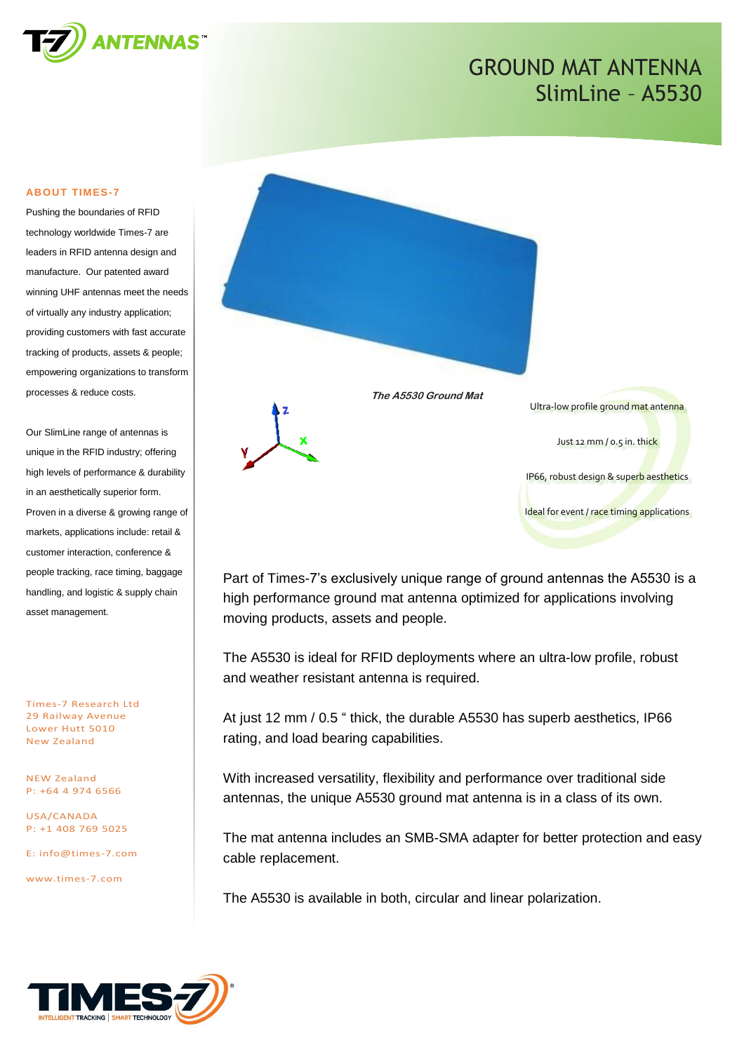# GROUND MAT ANTENNA
## SlimLine – A5530

### ABOUT TIMES-7

Pushing the boundaries of RFID technology worldwide Times-7 are leaders in RFID antenna design and manufacture. Our patented award winning UHF antennas meet the needs of virtually any industry application; providing customers with fast accurate tracking of products, assets & people; empowering organizations to transform processes & reduce costs.

Our SlimLine range of antennas is unique in the RFID industry; offering high levels of performance & durability in an aesthetically superior form. Proven in a diverse & growing range of markets, applications include: retail & customer interaction, conference & people tracking, race timing, baggage handling, and logistic & supply chain asset management.

Times-7 Research Ltd
29 Railway Avenue
Lower Hutt 5010
New Zealand

NEW Zealand
P: +64 4 974 6566

USA/CANADA
P: +1 408 769 5025

E: info@times-7.com

www.times-7.com

*The A5530 Ground Mat*

- Ultra-low profile ground mat antenna
- Just 12 mm / 0.5 in. thick
- IP66, robust design & superb aesthetics
- Ideal for event / race timing applications

Part of Times-7's exclusively unique range of ground antennas the A5530 is a high performance ground mat antenna optimized for applications involving moving products, assets and people.

The A5530 is ideal for RFID deployments where an ultra-low profile, robust and weather resistant antenna is required.

At just 12 mm / 0.5 " thick, the durable A5530 has superb aesthetics, IP66 rating, and load bearing capabilities.

With increased versatility, flexibility and performance over traditional side antennas, the unique A5530 ground mat antenna is in a class of its own.

The mat antenna includes an SMB-SMA adapter for better protection and easy cable replacement.

The A5530 is available in both, circular and linear polarization.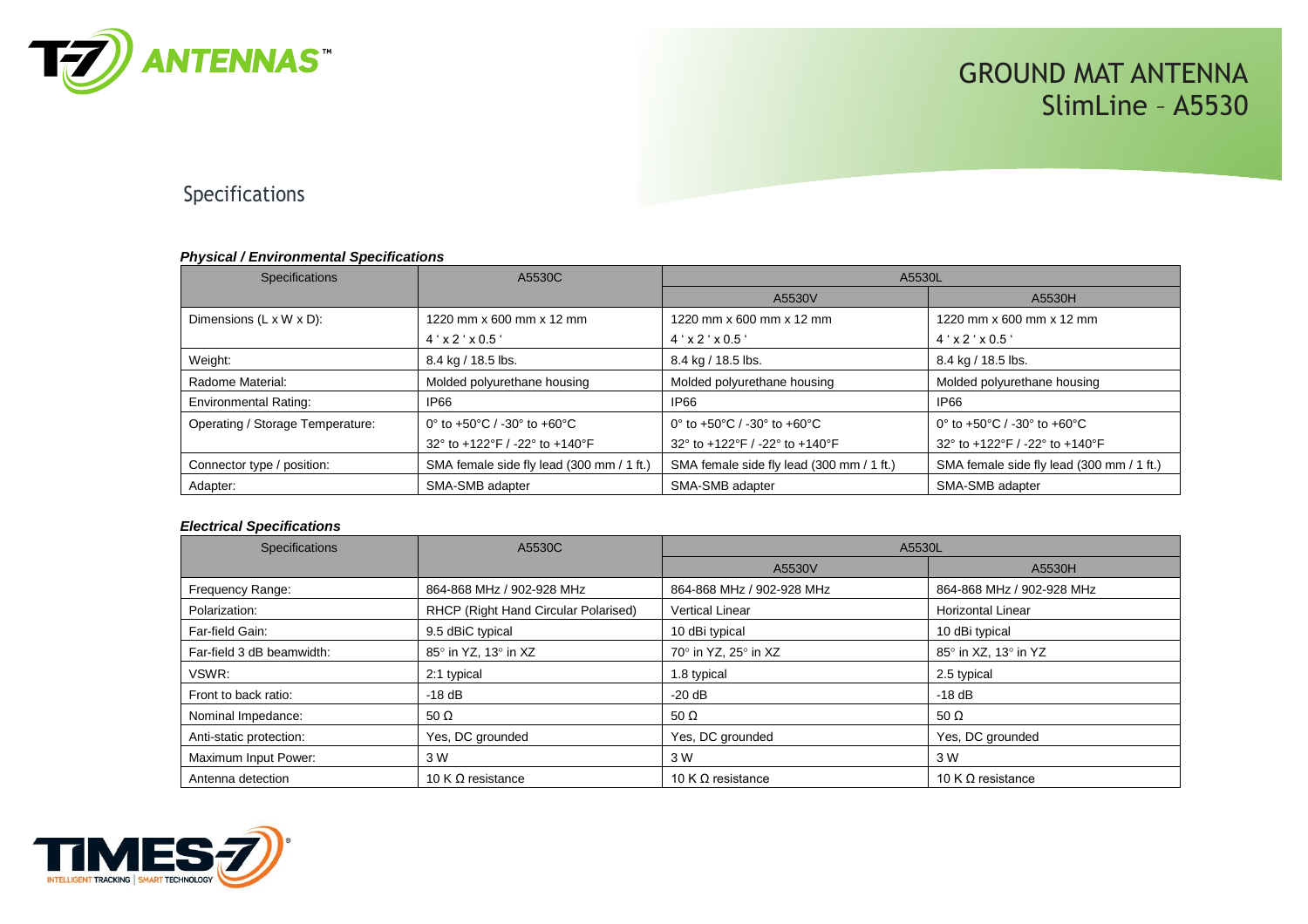# GROUND MAT ANTENNA
## SlimLine – A5530

## Specifications

***Physical / Environmental Specifications***

| Specifications | A5530C | A5530L | |
|---|---|---|---|
| | | A5530V | A5530H |
| Dimensions (L x W x D): | 1220 mm x 600 mm x 12 mm<br>4 ' x 2 ' x 0.5 ' | 1220 mm x 600 mm x 12 mm<br>4 ' x 2 ' x 0.5 ' | 1220 mm x 600 mm x 12 mm<br>4 ' x 2 ' x 0.5 ' |
| Weight: | 8.4 kg / 18.5 lbs. | 8.4 kg / 18.5 lbs. | 8.4 kg / 18.5 lbs. |
| Radome Material: | Molded polyurethane housing | Molded polyurethane housing | Molded polyurethane housing |
| Environmental Rating: | IP66 | IP66 | IP66 |
| Operating / Storage Temperature: | 0° to +50°C / -30° to +60°C<br>32° to +122°F / -22° to +140°F | 0° to +50°C / -30° to +60°C<br>32° to +122°F / -22° to +140°F | 0° to +50°C / -30° to +60°C<br>32° to +122°F / -22° to +140°F |
| Connector type / position: | SMA female side fly lead (300 mm / 1 ft.) | SMA female side fly lead (300 mm / 1 ft.) | SMA female side fly lead (300 mm / 1 ft.) |
| Adapter: | SMA-SMB adapter | SMA-SMB adapter | SMA-SMB adapter |

***Electrical Specifications***

| Specifications | A5530C | A5530L | |
|---|---|---|---|
| | | A5530V | A5530H |
| Frequency Range: | 864-868 MHz / 902-928 MHz | 864-868 MHz / 902-928 MHz | 864-868 MHz / 902-928 MHz |
| Polarization: | RHCP (Right Hand Circular Polarised) | Vertical Linear | Horizontal Linear |
| Far-field Gain: | 9.5 dBiC typical | 10 dBi typical | 10 dBi typical |
| Far-field 3 dB beamwidth: | 85° in YZ, 13° in XZ | 70° in YZ, 25° in XZ | 85° in XZ, 13° in YZ |
| VSWR: | 2:1 typical | 1.8 typical | 2.5 typical |
| Front to back ratio: | -18 dB | -20 dB | -18 dB |
| Nominal Impedance: | 50 Ω | 50 Ω | 50 Ω |
| Anti-static protection: | Yes, DC grounded | Yes, DC grounded | Yes, DC grounded |
| Maximum Input Power: | 3 W | 3 W | 3 W |
| Antenna detection | 10 K Ω resistance | 10 K Ω resistance | 10 K Ω resistance |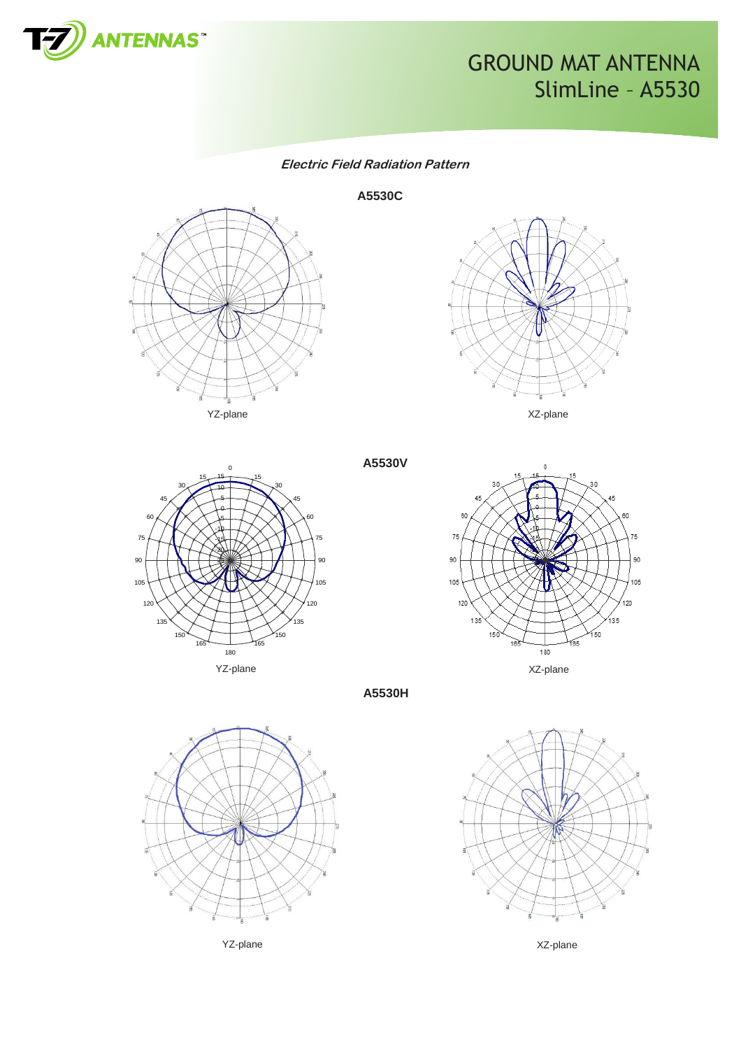# GROUND MAT ANTENNA
## SlimLine – A5530

***Electric Field Radiation Pattern***

**A5530C**

YZ-plane

XZ-plane

**A5530V**

YZ-plane

XZ-plane

**A5530H**

YZ-plane

XZ-plane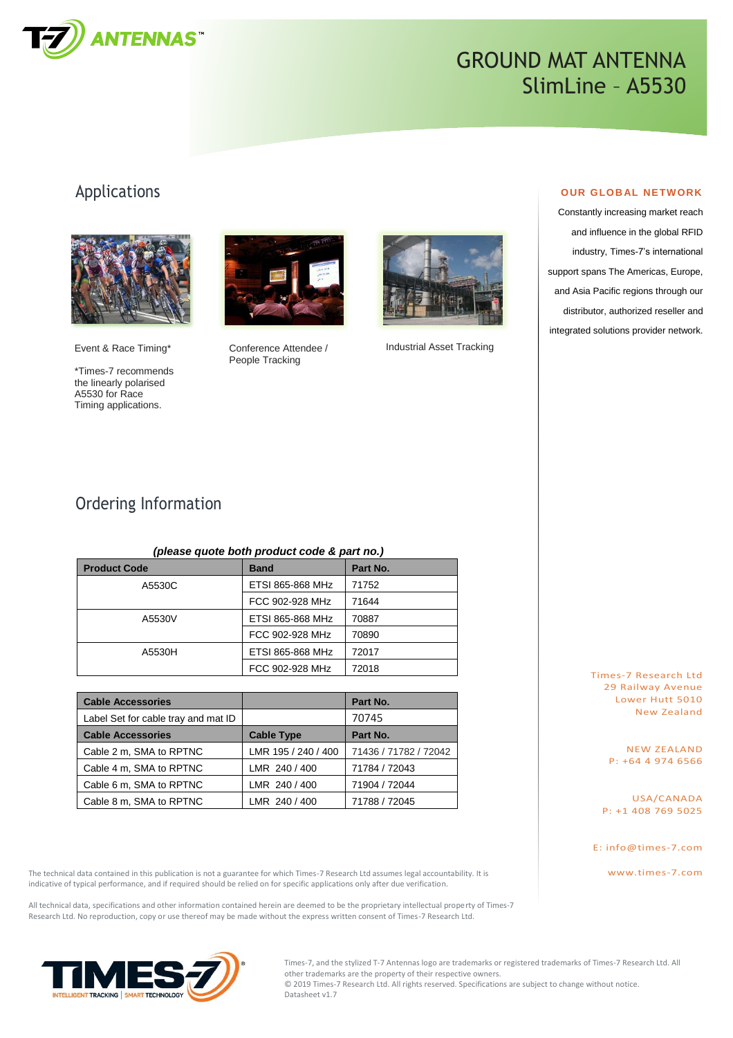# GROUND MAT ANTENNA SlimLine – A5530

## Applications

Event & Race Timing*

*Times-7 recommends the linearly polarised A5530 for Race Timing applications.

Conference Attendee / People Tracking

Industrial Asset Tracking

## Ordering Information

***(please quote both product code & part no.)***

| Product Code | Band | Part No. |
|---|---|---|
| A5530C | ETSI 865-868 MHz | 71752 |
| | FCC 902-928 MHz | 71644 |
| A5530V | ETSI 865-868 MHz | 70887 |
| | FCC 902-928 MHz | 70890 |
| A5530H | ETSI 865-868 MHz | 72017 |
| | FCC 902-928 MHz | 72018 |

| Cable Accessories | | Part No. |
|---|---|---|
| Label Set for cable tray and mat ID | | 70745 |
| **Cable Accessories** | **Cable Type** | **Part No.** |
| Cable 2 m, SMA to RPTNC | LMR 195 / 240 / 400 | 71436 / 71782 / 72042 |
| Cable 4 m, SMA to RPTNC | LMR 240 / 400 | 71784 / 72043 |
| Cable 6 m, SMA to RPTNC | LMR 240 / 400 | 71904 / 72044 |
| Cable 8 m, SMA to RPTNC | LMR 240 / 400 | 71788 / 72045 |

**OUR GLOBAL NETWORK**

Constantly increasing market reach and influence in the global RFID industry, Times-7's international support spans The Americas, Europe, and Asia Pacific regions through our distributor, authorized reseller and integrated solutions provider network.

Times-7 Research Ltd
29 Railway Avenue
Lower Hutt 5010
New Zealand

NEW ZEALAND
P: +64 4 974 6566

USA/CANADA
P: +1 408 769 5025

E: info@times-7.com

www.times-7.com

The technical data contained in this publication is not a guarantee for which Times-7 Research Ltd assumes legal accountability. It is indicative of typical performance, and if required should be relied on for specific applications only after due verification.

All technical data, specifications and other information contained herein are deemed to be the proprietary intellectual property of Times-7 Research Ltd. No reproduction, copy or use thereof may be made without the express written consent of Times-7 Research Ltd.

Times-7, and the stylized T-7 Antennas logo are trademarks or registered trademarks of Times-7 Research Ltd. All other trademarks are the property of their respective owners.
© 2019 Times-7 Research Ltd. All rights reserved. Specifications are subject to change without notice.
Datasheet v1.7